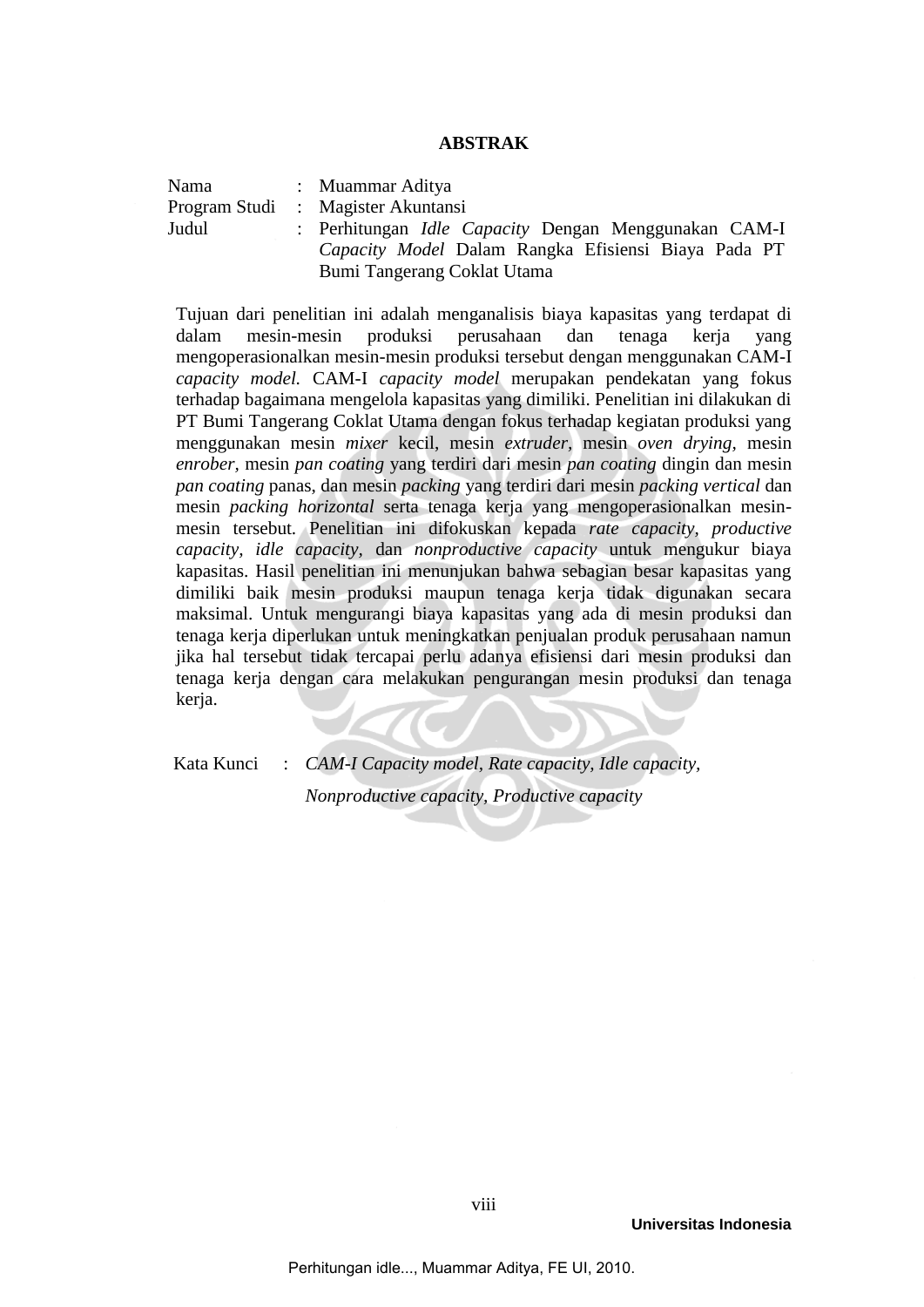# ABSTRAK

| | | |
|---|---|---|
| Nama | : | Muammar Aditya |
| Program Studi | : | Magister Akuntansi |
| Judul | : | Perhitungan *Idle Capacity* Dengan Menggunakan CAM-I *Capacity Model* Dalam Rangka Efisiensi Biaya Pada PT Bumi Tangerang Coklat Utama |

Tujuan dari penelitian ini adalah menganalisis biaya kapasitas yang terdapat di dalam mesin-mesin produksi perusahaan dan tenaga kerja yang mengoperasionalkan mesin-mesin produksi tersebut dengan menggunakan CAM-I *capacity model.* CAM-I *capacity model* merupakan pendekatan yang fokus terhadap bagaimana mengelola kapasitas yang dimiliki. Penelitian ini dilakukan di PT Bumi Tangerang Coklat Utama dengan fokus terhadap kegiatan produksi yang menggunakan mesin *mixer* kecil, mesin *extruder,* mesin *oven drying,* mesin *enrober,* mesin *pan coating* yang terdiri dari mesin *pan coating* dingin dan mesin *pan coating* panas, dan mesin *packing* yang terdiri dari mesin *packing vertical* dan mesin *packing horizontal* serta tenaga kerja yang mengoperasionalkan mesin-mesin tersebut. Penelitian ini difokuskan kepada *rate capacity*, *productive capacity*, *idle capacity*, dan *nonproductive capacity* untuk mengukur biaya kapasitas. Hasil penelitian ini menunjukan bahwa sebagian besar kapasitas yang dimiliki baik mesin produksi maupun tenaga kerja tidak digunakan secara maksimal. Untuk mengurangi biaya kapasitas yang ada di mesin produksi dan tenaga kerja diperlukan untuk meningkatkan penjualan produk perusahaan namun jika hal tersebut tidak tercapai perlu adanya efisiensi dari mesin produksi dan tenaga kerja dengan cara melakukan pengurangan mesin produksi dan tenaga kerja.

Kata Kunci : *CAM-I Capacity model, Rate capacity, Idle capacity, Nonproductive capacity, Productive capacity*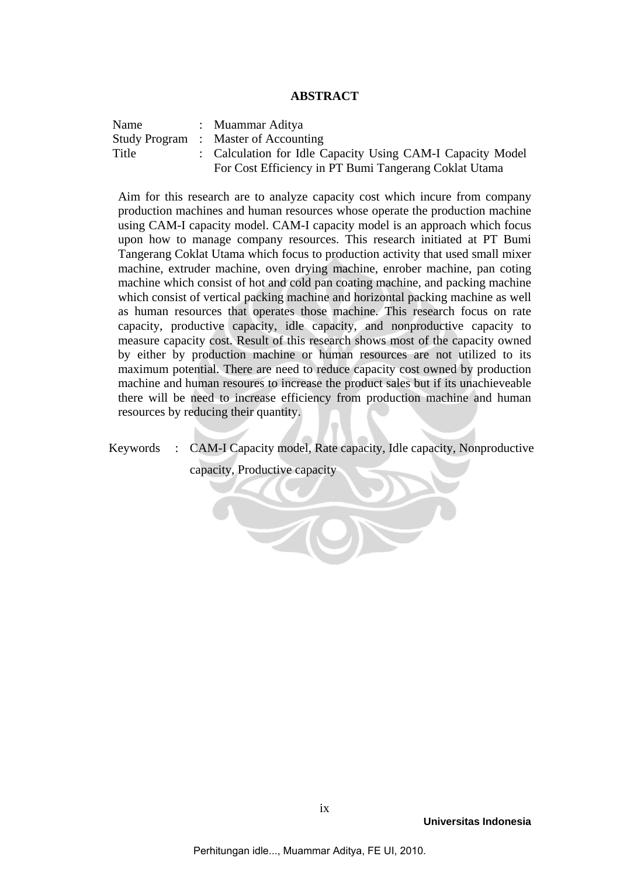## ABSTRACT

Name : Muammar Aditya
Study Program : Master of Accounting
Title : Calculation for Idle Capacity Using CAM-I Capacity Model For Cost Efficiency in PT Bumi Tangerang Coklat Utama

Aim for this research are to analyze capacity cost which incure from company production machines and human resources whose operate the production machine using CAM-I capacity model. CAM-I capacity model is an approach which focus upon how to manage company resources. This research initiated at PT Bumi Tangerang Coklat Utama which focus to production activity that used small mixer machine, extruder machine, oven drying machine, enrober machine, pan coting machine which consist of hot and cold pan coating machine, and packing machine which consist of vertical packing machine and horizontal packing machine as well as human resources that operates those machine. This research focus on rate capacity, productive capacity, idle capacity, and nonproductive capacity to measure capacity cost. Result of this research shows most of the capacity owned by either by production machine or human resources are not utilized to its maximum potential. There are need to reduce capacity cost owned by production machine and human resoures to increase the product sales but if its unachieveable there will be need to increase efficiency from production machine and human resources by reducing their quantity.

Keywords : CAM-I Capacity model, Rate capacity, Idle capacity, Nonproductive capacity, Productive capacity